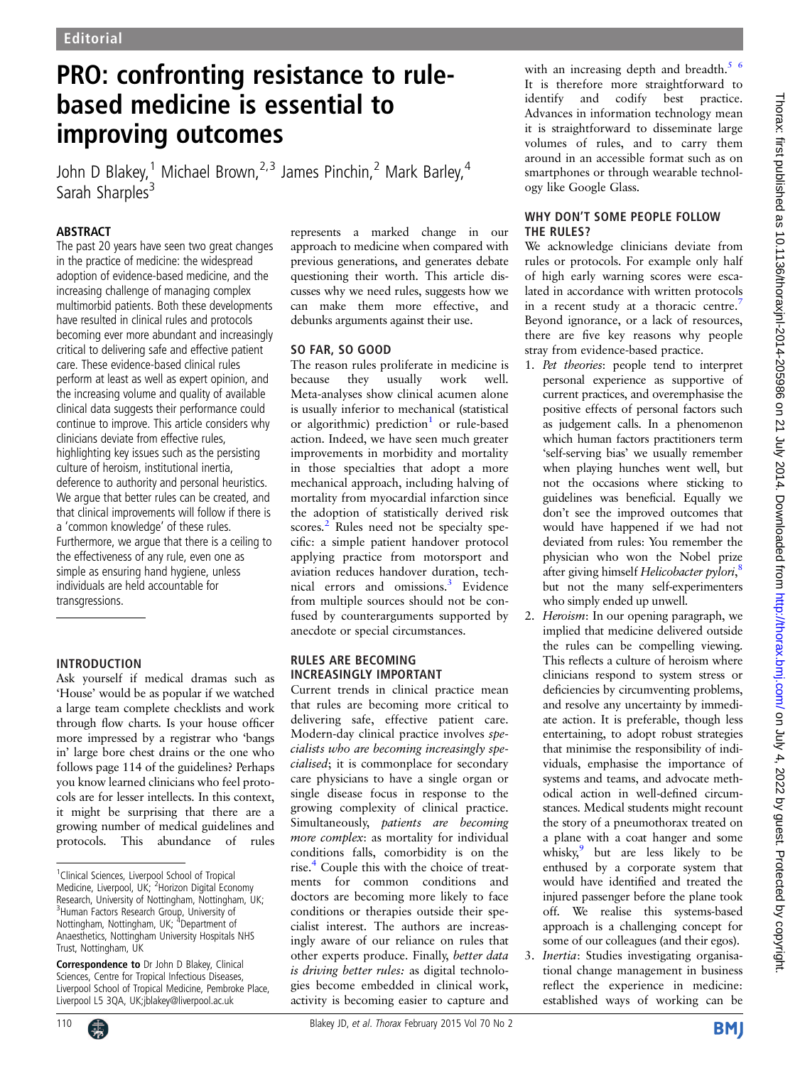Editorial

# PRO: confronting resistance to rule-based medicine is essential to improving outcomes

John D Blakey,[1] Michael Brown,[2,3] James Pinchin,[2] Mark Barley,[4] Sarah Sharples[3]

## ABSTRACT

The past 20 years have seen two great changes in the practice of medicine: the widespread adoption of evidence-based medicine, and the increasing challenge of managing complex multimorbid patients. Both these developments have resulted in clinical rules and protocols becoming ever more abundant and increasingly critical to delivering safe and effective patient care. These evidence-based clinical rules perform at least as well as expert opinion, and the increasing volume and quality of available clinical data suggests their performance could continue to improve. This article considers why clinicians deviate from effective rules, highlighting key issues such as the persisting culture of heroism, institutional inertia, deference to authority and personal heuristics. We argue that better rules can be created, and that clinical improvements will follow if there is a 'common knowledge' of these rules. Furthermore, we argue that there is a ceiling to the effectiveness of any rule, even one as simple as ensuring hand hygiene, unless individuals are held accountable for transgressions.

## INTRODUCTION

Ask yourself if medical dramas such as 'House' would be as popular if we watched a large team complete checklists and work through flow charts. Is your house officer more impressed by a registrar who 'bangs in' large bore chest drains or the one who follows page 114 of the guidelines? Perhaps you know learned clinicians who feel protocols are for lesser intellects. In this context, it might be surprising that there are a growing number of medical guidelines and protocols. This abundance of rules represents a marked change in our approach to medicine when compared with previous generations, and generates debate questioning their worth. This article discusses why we need rules, suggests how we can make them more effective, and debunks arguments against their use.

## SO FAR, SO GOOD

The reason rules proliferate in medicine is because they usually work well. Meta-analyses show clinical acumen alone is usually inferior to mechanical (statistical or algorithmic) prediction[1] or rule-based action. Indeed, we have seen much greater improvements in morbidity and mortality in those specialties that adopt a more mechanical approach, including halving of mortality from myocardial infarction since the adoption of statistically derived risk scores.[2] Rules need not be specialty specific: a simple patient handover protocol applying practice from motorsport and aviation reduces handover duration, technical errors and omissions.[3] Evidence from multiple sources should not be confused by counterarguments supported by anecdote or special circumstances.

## RULES ARE BECOMING INCREASINGLY IMPORTANT

Current trends in clinical practice mean that rules are becoming more critical to delivering safe, effective patient care. Modern-day clinical practice involves *specialists who are becoming increasingly specialised*; it is commonplace for secondary care physicians to have a single organ or single disease focus in response to the growing complexity of clinical practice. Simultaneously, *patients are becoming more complex*: as mortality for individual conditions falls, comorbidity is on the rise.[4] Couple this with the choice of treatments for common conditions and doctors are becoming more likely to face conditions or therapies outside their specialist interest. The authors are increasingly aware of our reliance on rules that other experts produce. Finally, *better data is driving better rules:* as digital technologies become embedded in clinical work, activity is becoming easier to capture and with an increasing depth and breadth.[5,6] It is therefore more straightforward to identify and codify best practice. Advances in information technology mean it is straightforward to disseminate large volumes of rules, and to carry them around in an accessible format such as on smartphones or through wearable technology like Google Glass.

## WHY DON'T SOME PEOPLE FOLLOW THE RULES?

We acknowledge clinicians deviate from rules or protocols. For example only half of high early warning scores were escalated in accordance with written protocols in a recent study at a thoracic centre.[7] Beyond ignorance, or a lack of resources, there are five key reasons why people stray from evidence-based practice.

1. *Pet theories*: people tend to interpret personal experience as supportive of current practices, and overemphasise the positive effects of personal factors such as judgement calls. In a phenomenon which human factors practitioners term 'self-serving bias' we usually remember when playing hunches went well, but not the occasions where sticking to guidelines was beneficial. Equally we don't see the improved outcomes that would have happened if we had not deviated from rules: You remember the physician who won the Nobel prize after giving himself *Helicobacter pylori*,[8] but not the many self-experimenters who simply ended up unwell.
2. *Heroism*: In our opening paragraph, we implied that medicine delivered outside the rules can be compelling viewing. This reflects a culture of heroism where clinicians respond to system stress or deficiencies by circumventing problems, and resolve any uncertainty by immediate action. It is preferable, though less entertaining, to adopt robust strategies that minimise the responsibility of individuals, emphasise the importance of systems and teams, and advocate methodical action in well-defined circumstances. Medical students might recount the story of a pneumothorax treated on a plane with a coat hanger and some whisky,[9] but are less likely to be enthused by a corporate system that would have identified and treated the injured passenger before the plane took off. We realise this systems-based approach is a challenging concept for some of our colleagues (and their egos).
3. *Inertia*: Studies investigating organisational change management in business reflect the experience in medicine: established ways of working can be

[1]Clinical Sciences, Liverpool School of Tropical Medicine, Liverpool, UK; [2]Horizon Digital Economy Research, University of Nottingham, Nottingham, UK; [3]Human Factors Research Group, University of Nottingham, Nottingham, UK; [4]Department of Anaesthetics, Nottingham University Hospitals NHS Trust, Nottingham, UK

**Correspondence to** Dr John D Blakey, Clinical Sciences, Centre for Tropical Infectious Diseases, Liverpool School of Tropical Medicine, Pembroke Place, Liverpool L5 3QA, UK;jblakey@liverpool.ac.uk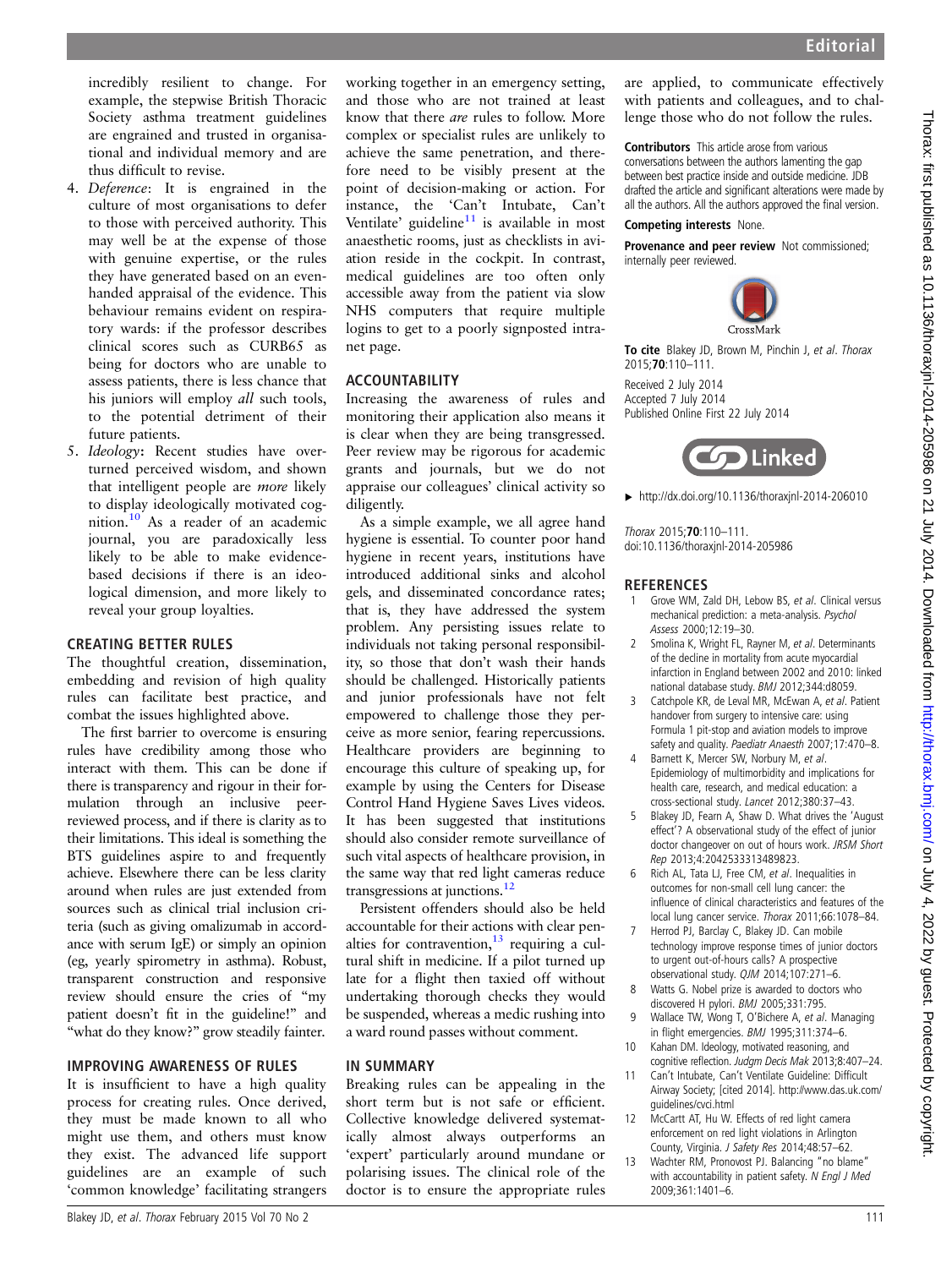incredibly resilient to change. For example, the stepwise British Thoracic Society asthma treatment guidelines are engrained and trusted in organisational and individual memory and are thus difficult to revise.

4. *Deference*: It is engrained in the culture of most organisations to defer to those with perceived authority. This may well be at the expense of those with genuine expertise, or the rules they have generated based on an even-handed appraisal of the evidence. This behaviour remains evident on respiratory wards: if the professor describes clinical scores such as CURB65 as being for doctors who are unable to assess patients, there is less chance that his juniors will employ *all* such tools, to the potential detriment of their future patients.
5. *Ideology*: Recent studies have overturned perceived wisdom, and shown that intelligent people are *more* likely to display ideologically motivated cognition.[10] As a reader of an academic journal, you are paradoxically less likely to be able to make evidence-based decisions if there is an ideological dimension, and more likely to reveal your group loyalties.

## CREATING BETTER RULES

The thoughtful creation, dissemination, embedding and revision of high quality rules can facilitate best practice, and combat the issues highlighted above.

The first barrier to overcome is ensuring rules have credibility among those who interact with them. This can be done if there is transparency and rigour in their formulation through an inclusive peer-reviewed process, and if there is clarity as to their limitations. This ideal is something the BTS guidelines aspire to and frequently achieve. Elsewhere there can be less clarity around when rules are just extended from sources such as clinical trial inclusion criteria (such as giving omalizumab in accordance with serum IgE) or simply an opinion (eg, yearly spirometry in asthma). Robust, transparent construction and responsive review should ensure the cries of "my patient doesn't fit in the guideline!" and "what do they know?" grow steadily fainter.

## IMPROVING AWARENESS OF RULES

It is insufficient to have a high quality process for creating rules. Once derived, they must be made known to all who might use them, and others must know they exist. The advanced life support guidelines are an example of such 'common knowledge' facilitating strangers working together in an emergency setting, and those who are not trained at least know that there *are* rules to follow. More complex or specialist rules are unlikely to achieve the same penetration, and therefore need to be visibly present at the point of decision-making or action. For instance, the 'Can't Intubate, Can't Ventilate' guideline[11] is available in most anaesthetic rooms, just as checklists in aviation reside in the cockpit. In contrast, medical guidelines are too often only accessible away from the patient via slow NHS computers that require multiple logins to get to a poorly signposted intranet page.

## ACCOUNTABILITY

Increasing the awareness of rules and monitoring their application also means it is clear when they are being transgressed. Peer review may be rigorous for academic grants and journals, but we do not appraise our colleagues' clinical activity so diligently.

As a simple example, we all agree hand hygiene is essential. To counter poor hand hygiene in recent years, institutions have introduced additional sinks and alcohol gels, and disseminated concordance rates; that is, they have addressed the system problem. Any persisting issues relate to individuals not taking personal responsibility, so those that don't wash their hands should be challenged. Historically patients and junior professionals have not felt empowered to challenge those they perceive as more senior, fearing repercussions. Healthcare providers are beginning to encourage this culture of speaking up, for example by using the Centers for Disease Control Hand Hygiene Saves Lives videos. It has been suggested that institutions should also consider remote surveillance of such vital aspects of healthcare provision, in the same way that red light cameras reduce transgressions at junctions.[12]

Persistent offenders should also be held accountable for their actions with clear penalties for contravention,[13] requiring a cultural shift in medicine. If a pilot turned up late for a flight then taxied off without undertaking thorough checks they would be suspended, whereas a medic rushing into a ward round passes without comment.

## IN SUMMARY

Breaking rules can be appealing in the short term but is not safe or efficient. Collective knowledge delivered systematically almost always outperforms an 'expert' particularly around mundane or polarising issues. The clinical role of the doctor is to ensure the appropriate rules are applied, to communicate effectively with patients and colleagues, and to challenge those who do not follow the rules.

**Contributors** This article arose from various conversations between the authors lamenting the gap between best practice inside and outside medicine. JDB drafted the article and significant alterations were made by all the authors. All the authors approved the final version.

**Competing interests** None.

**Provenance and peer review** Not commissioned; internally peer reviewed.

**To cite** Blakey JD, Brown M, Pinchin J, *et al*. *Thorax* 2015;**70**:110–111.

Received 2 July 2014
Accepted 7 July 2014
Published Online First 22 July 2014

► http://dx.doi.org/10.1136/thoraxjnl-2014-206010

*Thorax* 2015;**70**:110–111.
doi:10.1136/thoraxjnl-2014-205986

## REFERENCES

1. Grove WM, Zald DH, Lebow BS, *et al*. Clinical versus mechanical prediction: a meta-analysis. *Psychol Assess* 2000;12:19–30.
2. Smolina K, Wright FL, Rayner M, *et al*. Determinants of the decline in mortality from acute myocardial infarction in England between 2002 and 2010: linked national database study. *BMJ* 2012;344:d8059.
3. Catchpole KR, de Leval MR, McEwan A, *et al*. Patient handover from surgery to intensive care: using Formula 1 pit-stop and aviation models to improve safety and quality. *Paediatr Anaesth* 2007;17:470–8.
4. Barnett K, Mercer SW, Norbury M, *et al*. Epidemiology of multimorbidity and implications for health care, research, and medical education: a cross-sectional study. *Lancet* 2012;380:37–43.
5. Blakey JD, Fearn A, Shaw D. What drives the 'August effect'? A observational study of the effect of junior doctor changeover on out of hours work. *JRSM Short Rep* 2013;4:2042533313489823.
6. Rich AL, Tata LJ, Free CM, *et al*. Inequalities in outcomes for non-small cell lung cancer: the influence of clinical characteristics and features of the local lung cancer service. *Thorax* 2011;66:1078–84.
7. Herrod PJ, Barclay C, Blakey JD. Can mobile technology improve response times of junior doctors to urgent out-of-hours calls? A prospective observational study. *QJM* 2014;107:271–6.
8. Watts G. Nobel prize is awarded to doctors who discovered H pylori. *BMJ* 2005;331:795.
9. Wallace TW, Wong T, O'Bichere A, *et al*. Managing in flight emergencies. *BMJ* 1995;311:374–6.
10. Kahan DM. Ideology, motivated reasoning, and cognitive reflection. *Judgm Decis Mak* 2013;8:407–24.
11. Can't Intubate, Can't Ventilate Guideline: Difficult Airway Society; [cited 2014]. http://www.das.uk.com/guidelines/cvci.html
12. McCartt AT, Hu W. Effects of red light camera enforcement on red light violations in Arlington County, Virginia. *J Safety Res* 2014;48:57–62.
13. Wachter RM, Pronovost PJ. Balancing "no blame" with accountability in patient safety. *N Engl J Med* 2009;361:1401–6.